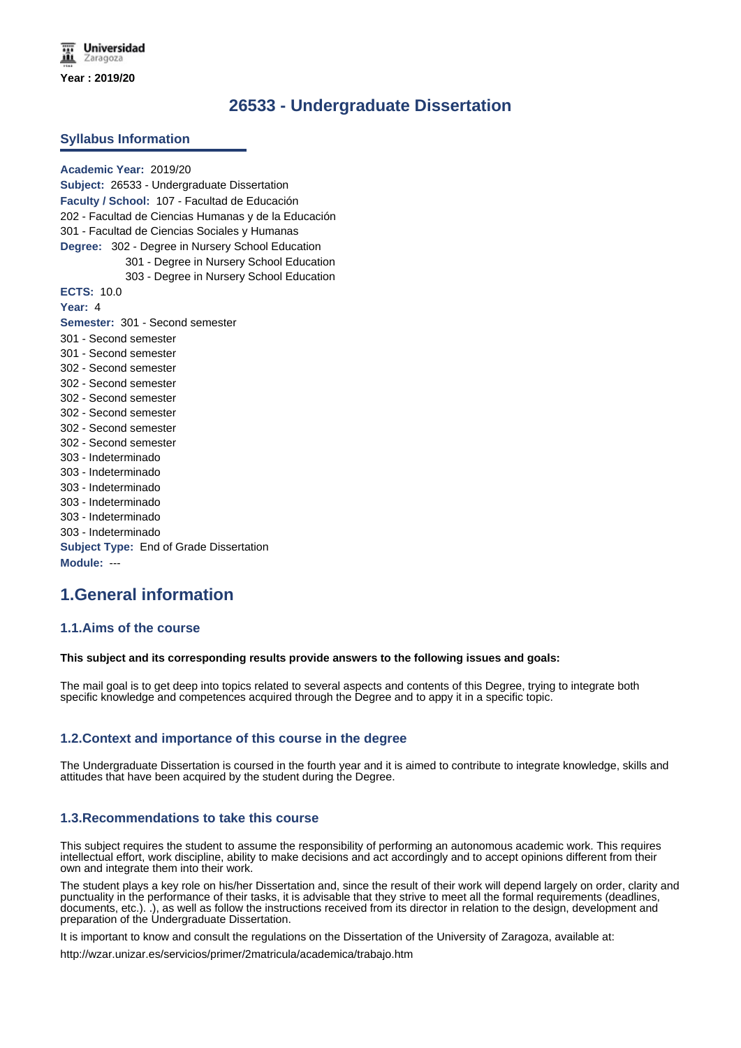Universidad Zaragoza

**Year : 2019/20**

# 26533 - Undergraduate Dissertation

## Syllabus Information

**Academic Year:** 2019/20
**Subject:** 26533 - Undergraduate Dissertation
**Faculty / School:** 107 - Facultad de Educación
202 - Facultad de Ciencias Humanas y de la Educación
301 - Facultad de Ciencias Sociales y Humanas
**Degree:** 302 - Degree in Nursery School Education
301 - Degree in Nursery School Education
303 - Degree in Nursery School Education
**ECTS:** 10.0
**Year:** 4
**Semester:** 301 - Second semester
301 - Second semester
301 - Second semester
302 - Second semester
302 - Second semester
302 - Second semester
302 - Second semester
302 - Second semester
302 - Second semester
303 - Indeterminado
303 - Indeterminado
303 - Indeterminado
303 - Indeterminado
303 - Indeterminado
303 - Indeterminado
**Subject Type:** End of Grade Dissertation
**Module:** ---

# 1.General information

## 1.1.Aims of the course

**This subject and its corresponding results provide answers to the following issues and goals:**

The mail goal is to get deep into topics related to several aspects and contents of this Degree, trying to integrate both specific knowledge and competences acquired through the Degree and to appy it in a specific topic.

## 1.2.Context and importance of this course in the degree

The Undergraduate Dissertation is coursed in the fourth year and it is aimed to contribute to integrate knowledge, skills and attitudes that have been acquired by the student during the Degree.

## 1.3.Recommendations to take this course

This subject requires the student to assume the responsibility of performing an autonomous academic work. This requires intellectual effort, work discipline, ability to make decisions and act accordingly and to accept opinions different from their own and integrate them into their work.

The student plays a key role on his/her Dissertation and, since the result of their work will depend largely on order, clarity and punctuality in the performance of their tasks, it is advisable that they strive to meet all the formal requirements (deadlines, documents, etc.). .), as well as follow the instructions received from its director in relation to the design, development and preparation of the Undergraduate Dissertation.

It is important to know and consult the regulations on the Dissertation of the University of Zaragoza, available at:

http://wzar.unizar.es/servicios/primer/2matricula/academica/trabajo.htm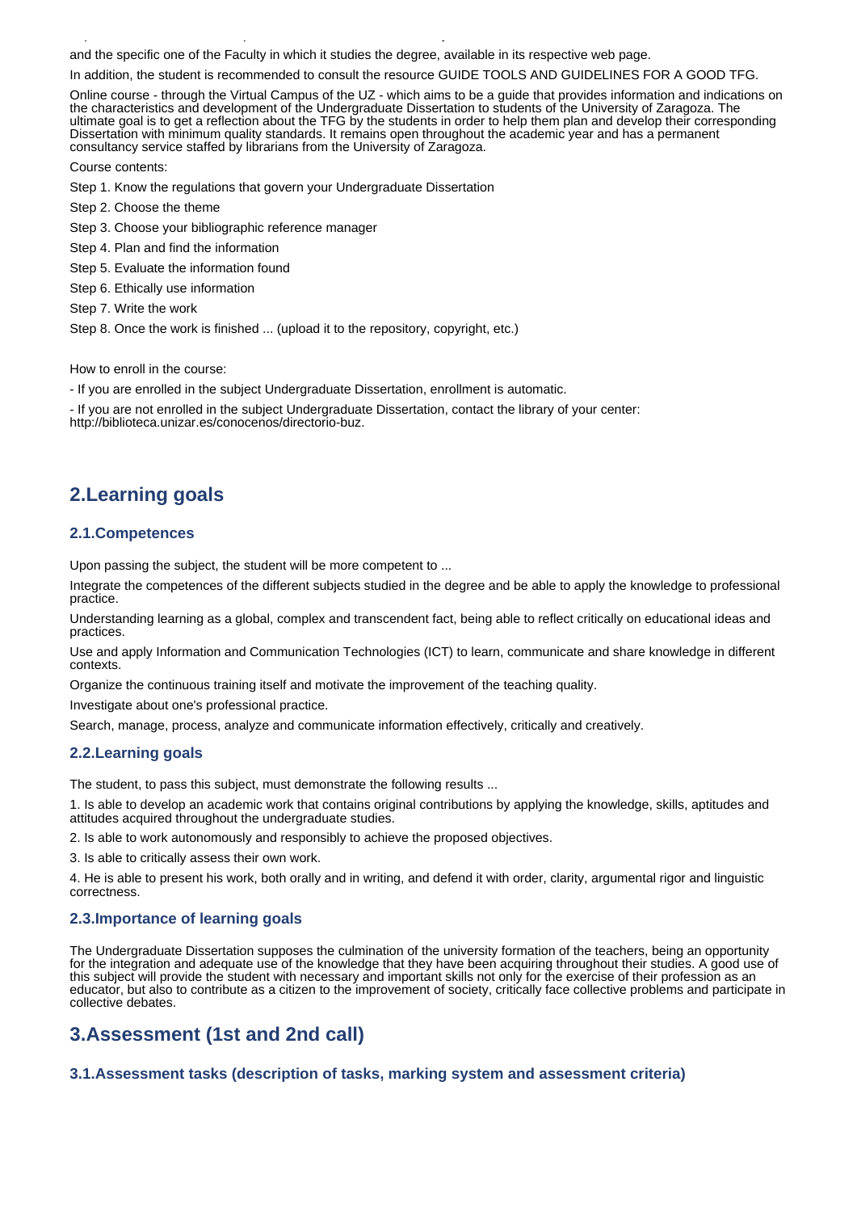and the specific one of the Faculty in which it studies the degree, available in its respective web page.

In addition, the student is recommended to consult the resource GUIDE TOOLS AND GUIDELINES FOR A GOOD TFG.

Online course - through the Virtual Campus of the UZ - which aims to be a guide that provides information and indications on the characteristics and development of the Undergraduate Dissertation to students of the University of Zaragoza. The ultimate goal is to get a reflection about the TFG by the students in order to help them plan and develop their corresponding Dissertation with minimum quality standards. It remains open throughout the academic year and has a permanent consultancy service staffed by librarians from the University of Zaragoza.

Course contents:

Step 1. Know the regulations that govern your Undergraduate Dissertation

Step 2. Choose the theme

Step 3. Choose your bibliographic reference manager

Step 4. Plan and find the information

Step 5. Evaluate the information found

Step 6. Ethically use information

Step 7. Write the work

Step 8. Once the work is finished ... (upload it to the repository, copyright, etc.)

How to enroll in the course:

- If you are enrolled in the subject Undergraduate Dissertation, enrollment is automatic.

- If you are not enrolled in the subject Undergraduate Dissertation, contact the library of your center: http://biblioteca.unizar.es/conocenos/directorio-buz.

## 2.Learning goals

### 2.1.Competences

Upon passing the subject, the student will be more competent to ...

Integrate the competences of the different subjects studied in the degree and be able to apply the knowledge to professional practice.

Understanding learning as a global, complex and transcendent fact, being able to reflect critically on educational ideas and practices.

Use and apply Information and Communication Technologies (ICT) to learn, communicate and share knowledge in different contexts.

Organize the continuous training itself and motivate the improvement of the teaching quality.

Investigate about one's professional practice.

Search, manage, process, analyze and communicate information effectively, critically and creatively.

### 2.2.Learning goals

The student, to pass this subject, must demonstrate the following results ...

1. Is able to develop an academic work that contains original contributions by applying the knowledge, skills, aptitudes and attitudes acquired throughout the undergraduate studies.

2. Is able to work autonomously and responsibly to achieve the proposed objectives.

3. Is able to critically assess their own work.

4. He is able to present his work, both orally and in writing, and defend it with order, clarity, argumental rigor and linguistic correctness.

### 2.3.Importance of learning goals

The Undergraduate Dissertation supposes the culmination of the university formation of the teachers, being an opportunity for the integration and adequate use of the knowledge that they have been acquiring throughout their studies. A good use of this subject will provide the student with necessary and important skills not only for the exercise of their profession as an educator, but also to contribute as a citizen to the improvement of society, critically face collective problems and participate in collective debates.

## 3.Assessment (1st and 2nd call)

### 3.1.Assessment tasks (description of tasks, marking system and assessment criteria)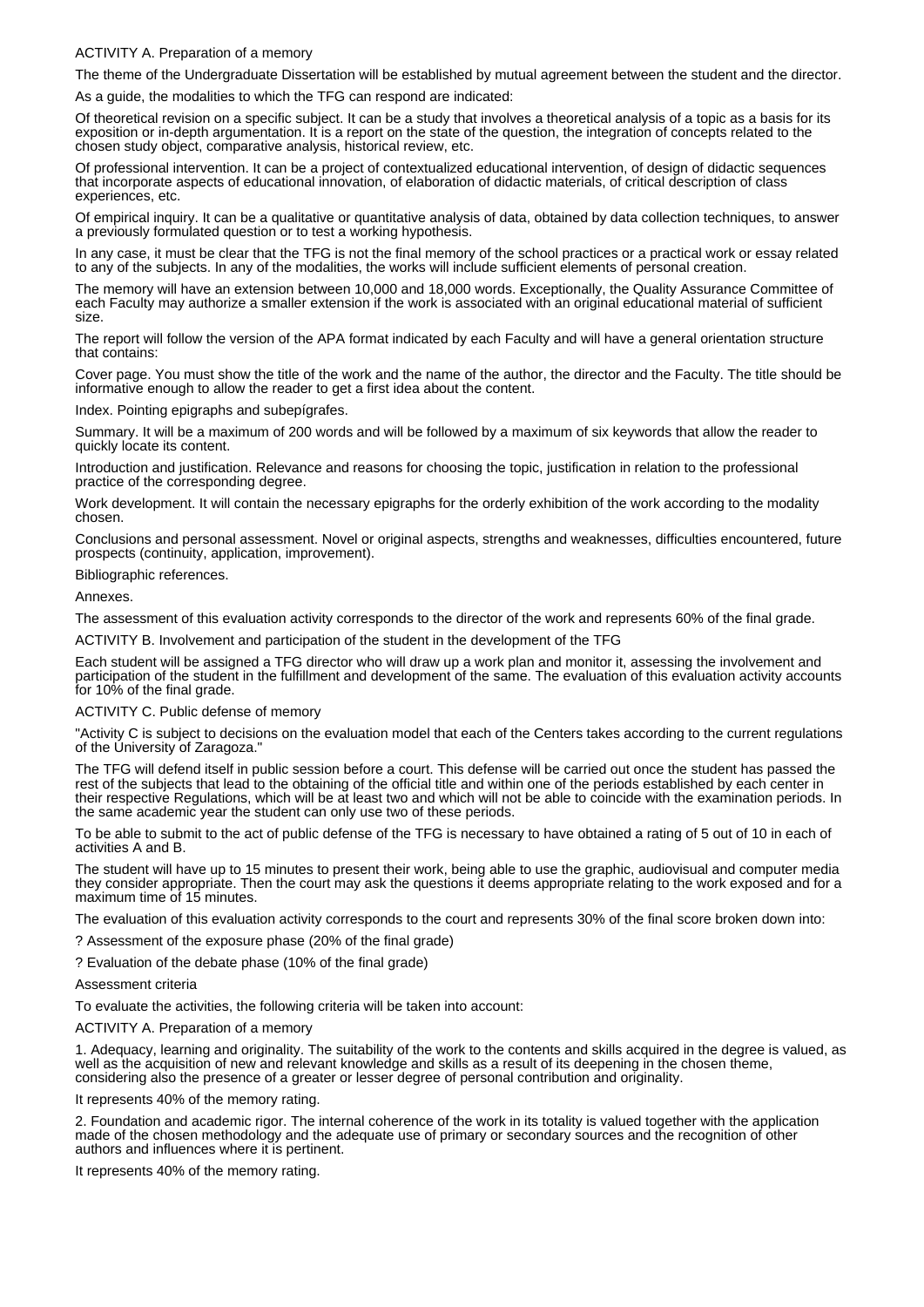ACTIVITY A. Preparation of a memory

The theme of the Undergraduate Dissertation will be established by mutual agreement between the student and the director.

As a guide, the modalities to which the TFG can respond are indicated:

Of theoretical revision on a specific subject. It can be a study that involves a theoretical analysis of a topic as a basis for its exposition or in-depth argumentation. It is a report on the state of the question, the integration of concepts related to the chosen study object, comparative analysis, historical review, etc.

Of professional intervention. It can be a project of contextualized educational intervention, of design of didactic sequences that incorporate aspects of educational innovation, of elaboration of didactic materials, of critical description of class experiences, etc.

Of empirical inquiry. It can be a qualitative or quantitative analysis of data, obtained by data collection techniques, to answer a previously formulated question or to test a working hypothesis.

In any case, it must be clear that the TFG is not the final memory of the school practices or a practical work or essay related to any of the subjects. In any of the modalities, the works will include sufficient elements of personal creation.

The memory will have an extension between 10,000 and 18,000 words. Exceptionally, the Quality Assurance Committee of each Faculty may authorize a smaller extension if the work is associated with an original educational material of sufficient size.

The report will follow the version of the APA format indicated by each Faculty and will have a general orientation structure that contains:

Cover page. You must show the title of the work and the name of the author, the director and the Faculty. The title should be informative enough to allow the reader to get a first idea about the content.

Index. Pointing epigraphs and subepígrafes.

Summary. It will be a maximum of 200 words and will be followed by a maximum of six keywords that allow the reader to quickly locate its content.

Introduction and justification. Relevance and reasons for choosing the topic, justification in relation to the professional practice of the corresponding degree.

Work development. It will contain the necessary epigraphs for the orderly exhibition of the work according to the modality chosen.

Conclusions and personal assessment. Novel or original aspects, strengths and weaknesses, difficulties encountered, future prospects (continuity, application, improvement).

Bibliographic references.

Annexes.

The assessment of this evaluation activity corresponds to the director of the work and represents 60% of the final grade.

ACTIVITY B. Involvement and participation of the student in the development of the TFG

Each student will be assigned a TFG director who will draw up a work plan and monitor it, assessing the involvement and participation of the student in the fulfillment and development of the same. The evaluation of this evaluation activity accounts for 10% of the final grade.

ACTIVITY C. Public defense of memory

"Activity C is subject to decisions on the evaluation model that each of the Centers takes according to the current regulations of the University of Zaragoza."

The TFG will defend itself in public session before a court. This defense will be carried out once the student has passed the rest of the subjects that lead to the obtaining of the official title and within one of the periods established by each center in their respective Regulations, which will be at least two and which will not be able to coincide with the examination periods. In the same academic year the student can only use two of these periods.

To be able to submit to the act of public defense of the TFG is necessary to have obtained a rating of 5 out of 10 in each of activities A and B.

The student will have up to 15 minutes to present their work, being able to use the graphic, audiovisual and computer media they consider appropriate. Then the court may ask the questions it deems appropriate relating to the work exposed and for a maximum time of 15 minutes.

The evaluation of this evaluation activity corresponds to the court and represents 30% of the final score broken down into:

? Assessment of the exposure phase (20% of the final grade)

? Evaluation of the debate phase (10% of the final grade)

Assessment criteria

To evaluate the activities, the following criteria will be taken into account:

ACTIVITY A. Preparation of a memory

1. Adequacy, learning and originality. The suitability of the work to the contents and skills acquired in the degree is valued, as well as the acquisition of new and relevant knowledge and skills as a result of its deepening in the chosen theme, considering also the presence of a greater or lesser degree of personal contribution and originality.

It represents 40% of the memory rating.

2. Foundation and academic rigor. The internal coherence of the work in its totality is valued together with the application made of the chosen methodology and the adequate use of primary or secondary sources and the recognition of other authors and influences where it is pertinent.

It represents 40% of the memory rating.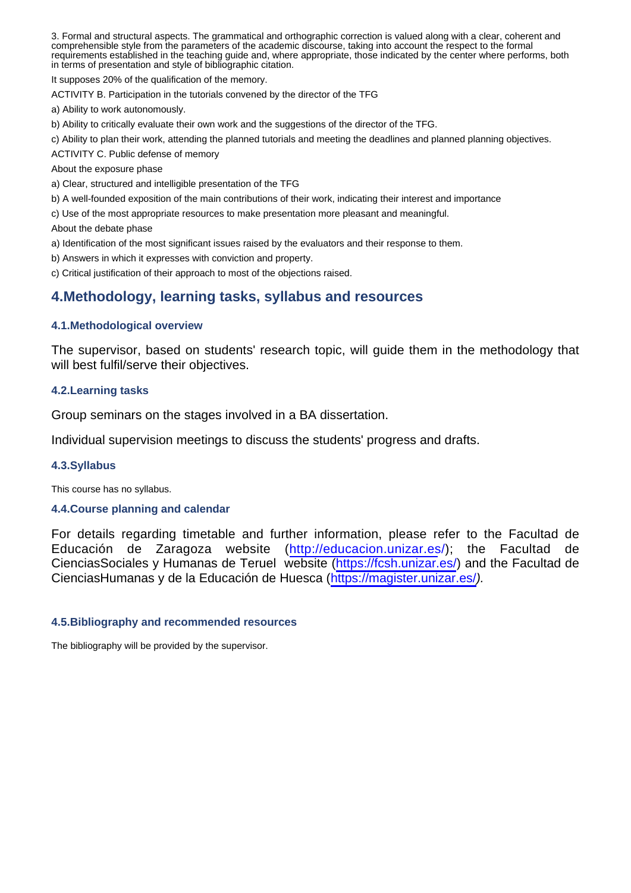3. Formal and structural aspects. The grammatical and orthographic correction is valued along with a clear, coherent and comprehensible style from the parameters of the academic discourse, taking into account the respect to the formal requirements established in the teaching guide and, where appropriate, those indicated by the center where performs, both in terms of presentation and style of bibliographic citation.

It supposes 20% of the qualification of the memory.

ACTIVITY B. Participation in the tutorials convened by the director of the TFG

a) Ability to work autonomously.

b) Ability to critically evaluate their own work and the suggestions of the director of the TFG.

c) Ability to plan their work, attending the planned tutorials and meeting the deadlines and planned planning objectives.

ACTIVITY C. Public defense of memory

About the exposure phase

a) Clear, structured and intelligible presentation of the TFG

b) A well-founded exposition of the main contributions of their work, indicating their interest and importance

c) Use of the most appropriate resources to make presentation more pleasant and meaningful.

About the debate phase

a) Identification of the most significant issues raised by the evaluators and their response to them.

b) Answers in which it expresses with conviction and property.

c) Critical justification of their approach to most of the objections raised.

## 4.Methodology, learning tasks, syllabus and resources

### 4.1.Methodological overview

The supervisor, based on students' research topic, will guide them in the methodology that will best fulfil/serve their objectives.

### 4.2.Learning tasks

Group seminars on the stages involved in a BA dissertation.

Individual supervision meetings to discuss the students' progress and drafts.

### 4.3.Syllabus

This course has no syllabus.

### 4.4.Course planning and calendar

For details regarding timetable and further information, please refer to the Facultad de Educación de Zaragoza website (http://educacion.unizar.es/); the Facultad de CienciasSociales y Humanas de Teruel website (https://fcsh.unizar.es/) and the Facultad de CienciasHumanas y de la Educación de Huesca (https://magister.unizar.es/).

### 4.5.Bibliography and recommended resources

The bibliography will be provided by the supervisor.